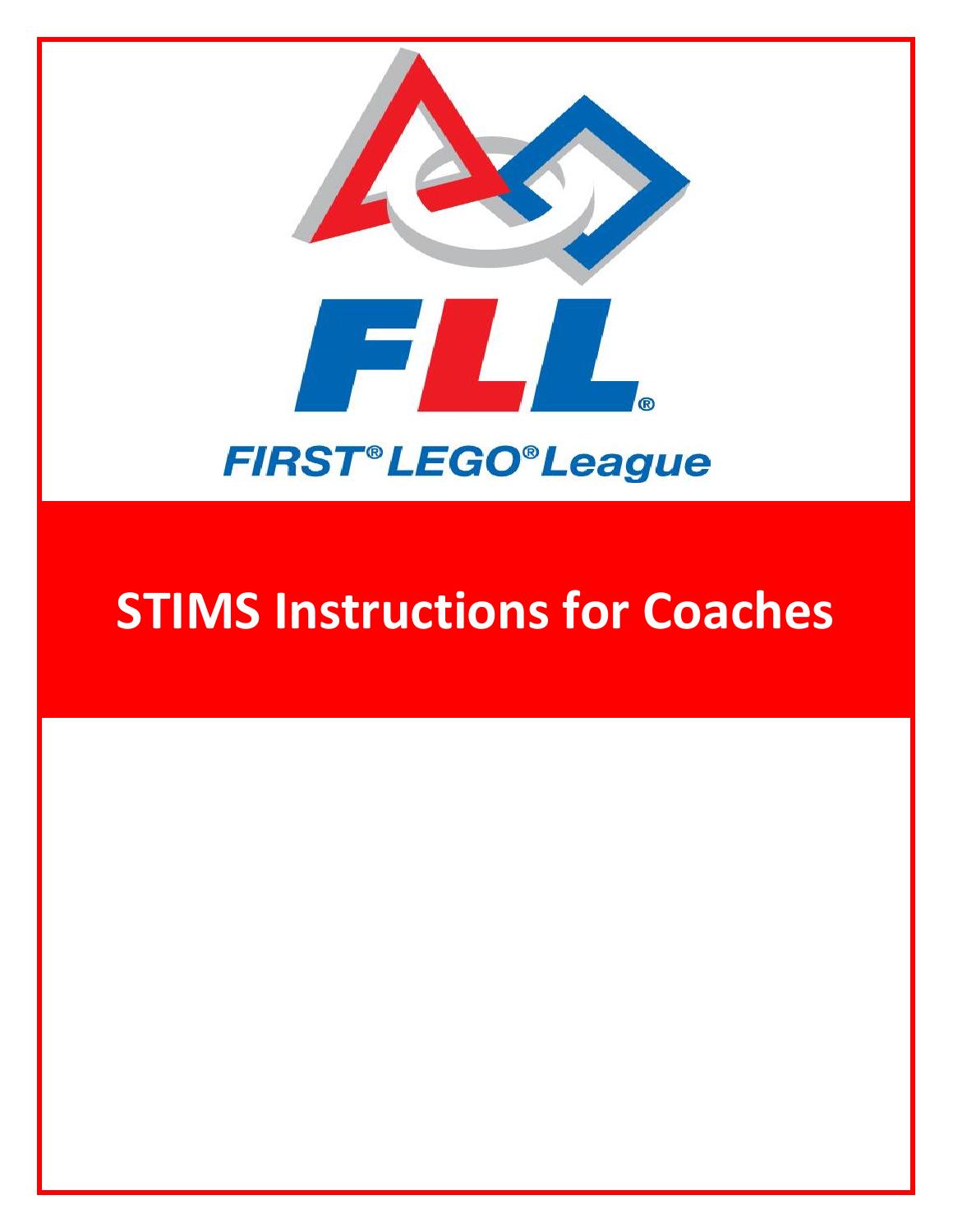FLL®

FIRST® LEGO® League

# STIMS Instructions for Coaches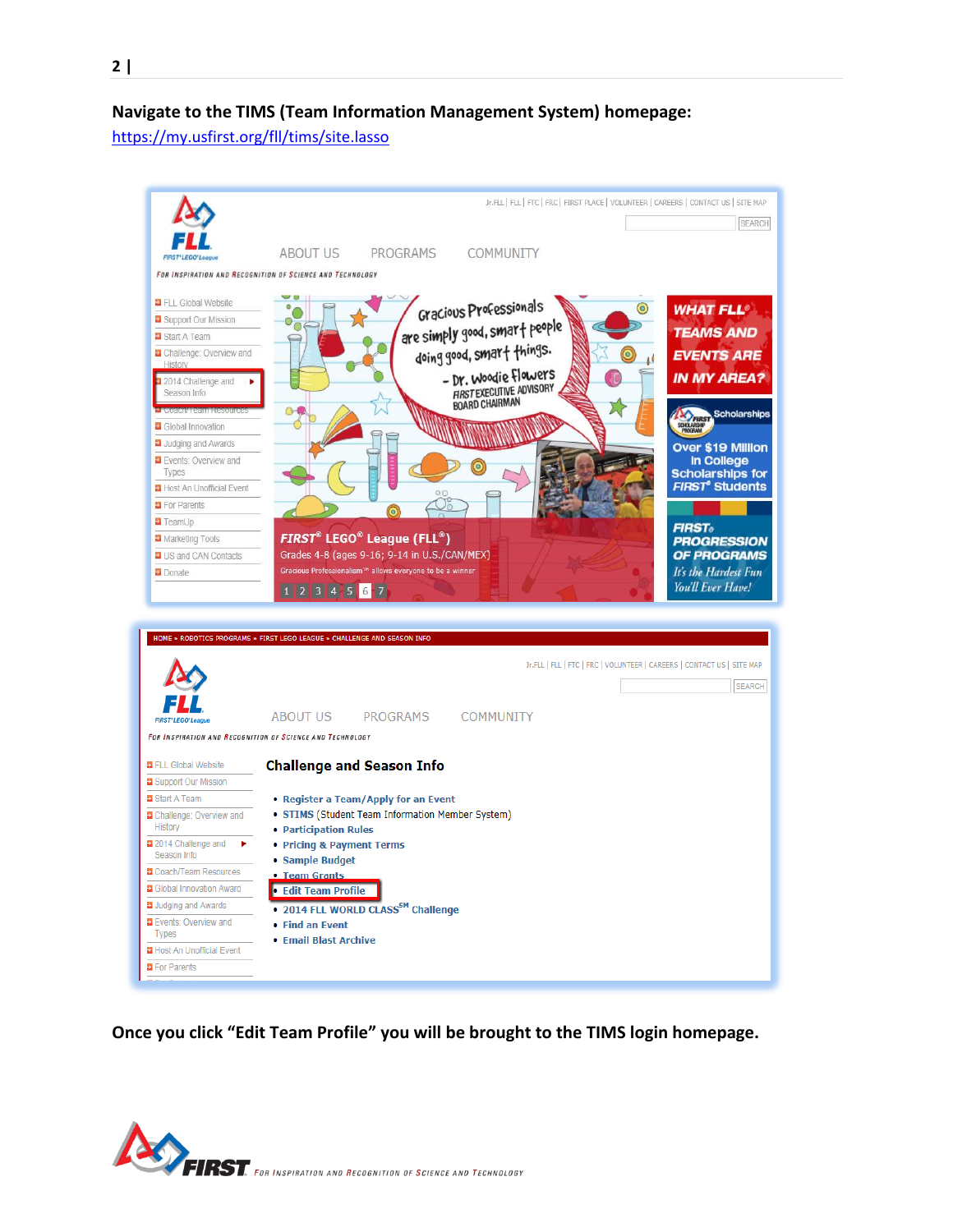**Navigate to the TIMS (Team Information Management System) homepage:**
https://my.usfirst.org/fll/tims/site.lasso

**Once you click "Edit Team Profile" you will be brought to the TIMS login homepage.**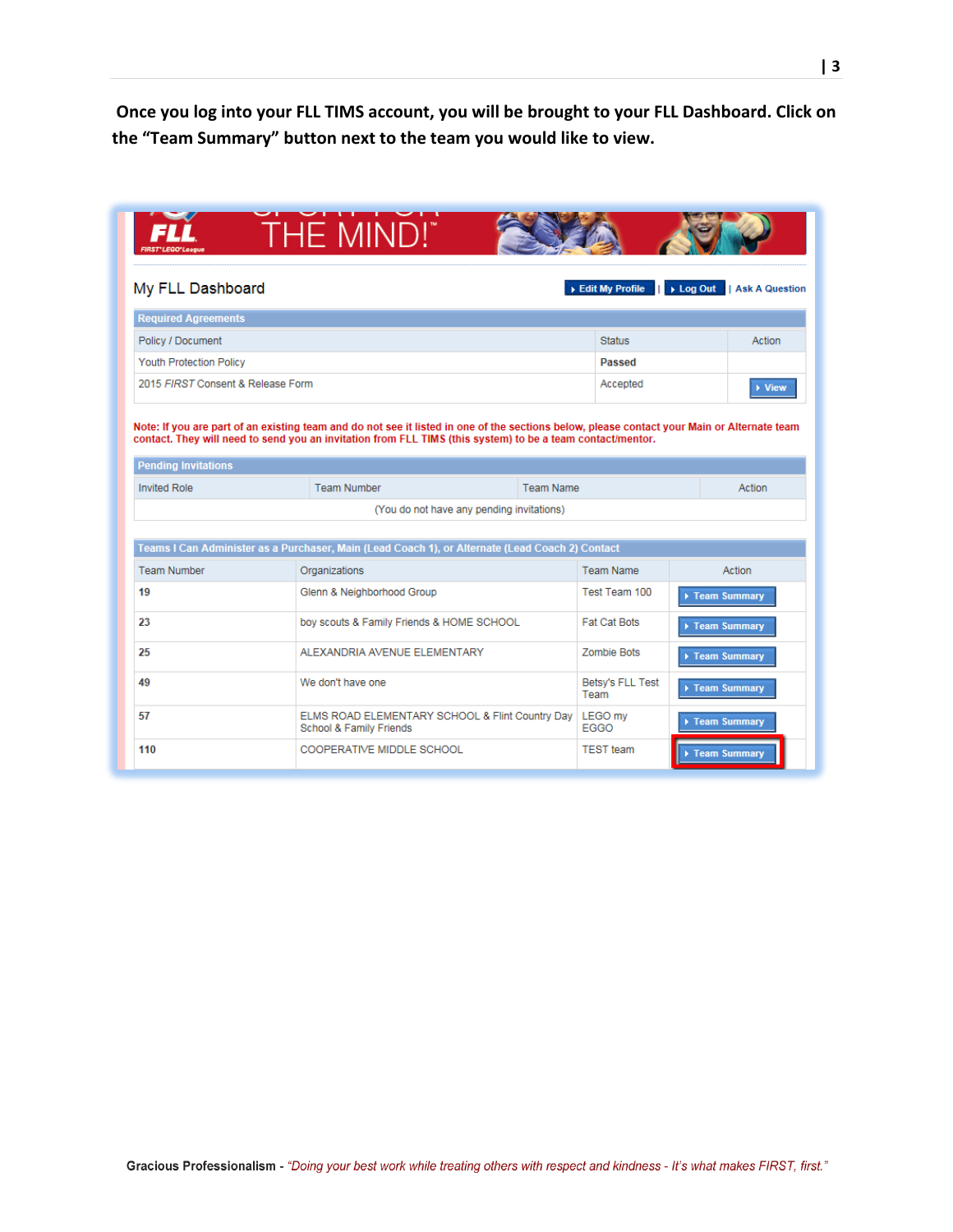**Once you log into your FLL TIMS account, you will be brought to your FLL Dashboard. Click on the "Team Summary" button next to the team you would like to view.**

FLL FIRST® LEGO® League — THE MIND!™

## My FLL Dashboard

Edit My Profile | Log Out | Ask A Question

**Required Agreements**

| Policy / Document | Status | Action |
|---|---|---|
| Youth Protection Policy | **Passed** | |
| 2015 *FIRST* Consent & Release Form | Accepted | View |

**Note: If you are part of an existing team and do not see it listed in one of the sections below, please contact your Main or Alternate team contact. They will need to send you an invitation from FLL TIMS (this system) to be a team contact/mentor.**

**Pending Invitations**

| Invited Role | Team Number | Team Name | Action |
|---|---|---|---|
| (You do not have any pending invitations) | | | |

**Teams I Can Administer as a Purchaser, Main (Lead Coach 1), or Alternate (Lead Coach 2) Contact**

| Team Number | Organizations | Team Name | Action |
|---|---|---|---|
| 19 | Glenn & Neighborhood Group | Test Team 100 | Team Summary |
| 23 | boy scouts & Family Friends & HOME SCHOOL | Fat Cat Bots | Team Summary |
| 25 | ALEXANDRIA AVENUE ELEMENTARY | Zombie Bots | Team Summary |
| 49 | We don't have one | Betsy's FLL Test Team | Team Summary |
| 57 | ELMS ROAD ELEMENTARY SCHOOL & Flint Country Day School & Family Friends | LEGO my EGGO | Team Summary |
| 110 | COOPERATIVE MIDDLE SCHOOL | TEST team | Team Summary |

**Gracious Professionalism** - *"Doing your best work while treating others with respect and kindness - It's what makes FIRST, first."*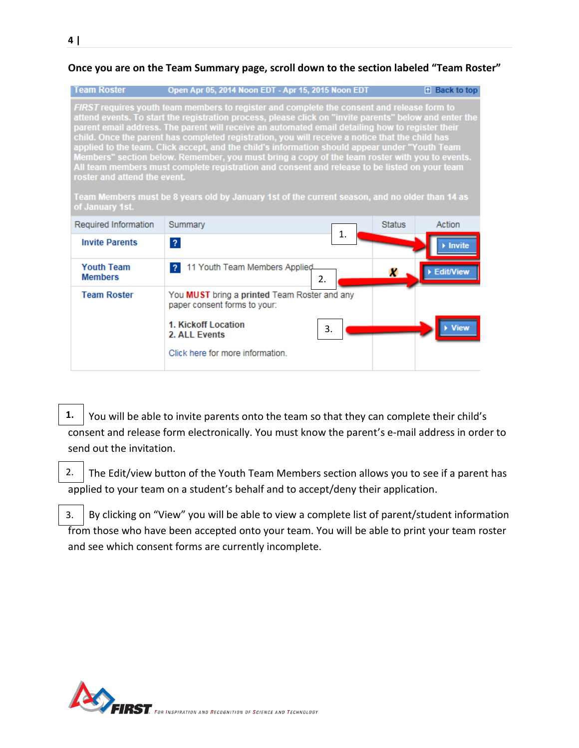**Once you are on the Team Summary page, scroll down to the section labeled “Team Roster”**

| Team Roster | Open Apr 05, 2014 Noon EDT - Apr 15, 2015 Noon EDT | | Back to top |
|---|---|---|---|
| *FIRST* requires youth team members to register and complete the consent and release form to attend events. To start the registration process, please click on "invite parents" below and enter the parent email address. The parent will receive an automated email detailing how to register their child. Once the parent has completed registration, you will receive a notice that the child has applied to the team. Click accept, and the child's information should appear under "Youth Team Members" section below. Remember, you must bring a copy of the team roster with you to events. All team members must complete registration and consent and release to be listed on your team roster and attend the event. Team Members must be 8 years old by January 1st of the current season, and no older than 14 as of January 1st. | | | |
| Required Information | Summary | Status | Action |
| Invite Parents | ? | | Invite |
| Youth Team Members | ? 11 Youth Team Members Applied | ✗ | Edit/View |
| Team Roster | You **MUST** bring a **printed** Team Roster and any paper consent forms to your: **1. Kickoff Location** **2. ALL Events** Click here for more information. | | View |

1. You will be able to invite parents onto the team so that they can complete their child’s consent and release form electronically. You must know the parent’s e-mail address in order to send out the invitation.

2. The Edit/view button of the Youth Team Members section allows you to see if a parent has applied to your team on a student’s behalf and to accept/deny their application.

3. By clicking on “View” you will be able to view a complete list of parent/student information from those who have been accepted onto your team. You will be able to print your team roster and see which consent forms are currently incomplete.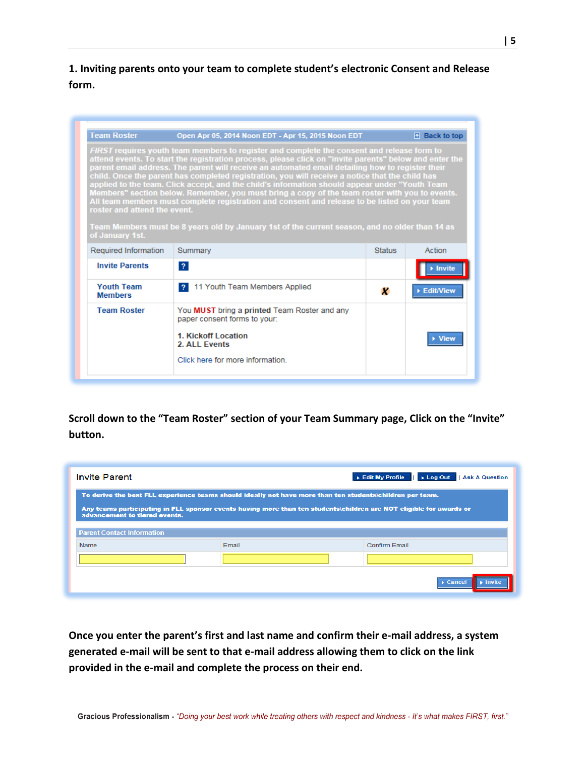**1. Inviting parents onto your team to complete student's electronic Consent and Release form.**

| Team Roster | Open Apr 05, 2014 Noon EDT - Apr 15, 2015 Noon EDT | | Back to top |
|---|---|---|---|
| *FIRST* requires youth team members to register and complete the consent and release form to attend events. To start the registration process, please click on "invite parents" below and enter the parent email address. The parent will receive an automated email detailing how to register their child. Once the parent has completed registration, you will receive a notice that the child has applied to the team. Click accept, and the child's information should appear under "Youth Team Members" section below. Remember, you must bring a copy of the team roster with you to events. All team members must complete registration and consent and release to be listed on your team roster and attend the event. Team Members must be 8 years old by January 1st of the current season, and no older than 14 as of January 1st. | | | |
| Required Information | Summary | Status | Action |
| Invite Parents | ? | | Invite |
| Youth Team Members | ? 11 Youth Team Members Applied | X | Edit/View |
| Team Roster | You **MUST** bring a **printed** Team Roster and any paper consent forms to your: 1. Kickoff Location 2. ALL Events. Click here for more information. | | View |

**Scroll down to the "Team Roster" section of your Team Summary page, Click on the "Invite" button.**

Invite Parent — Edit My Profile | Log Out | Ask A Question

**To derive the best FLL experience teams should ideally not have more than ten students\children per team.**

**Any teams participating in FLL sponsor events having more than ten students\children are NOT eligible for awards or advancement to tiered events.**

| Parent Contact Information | | |
|---|---|---|
| Name | Email | Confirm Email |
| | | |

Cancel | Invite

**Once you enter the parent's first and last name and confirm their e-mail address, a system generated e-mail will be sent to that e-mail address allowing them to click on the link provided in the e-mail and complete the process on their end.**

**Gracious Professionalism** - *"Doing your best work while treating others with respect and kindness - It's what makes FIRST, first."*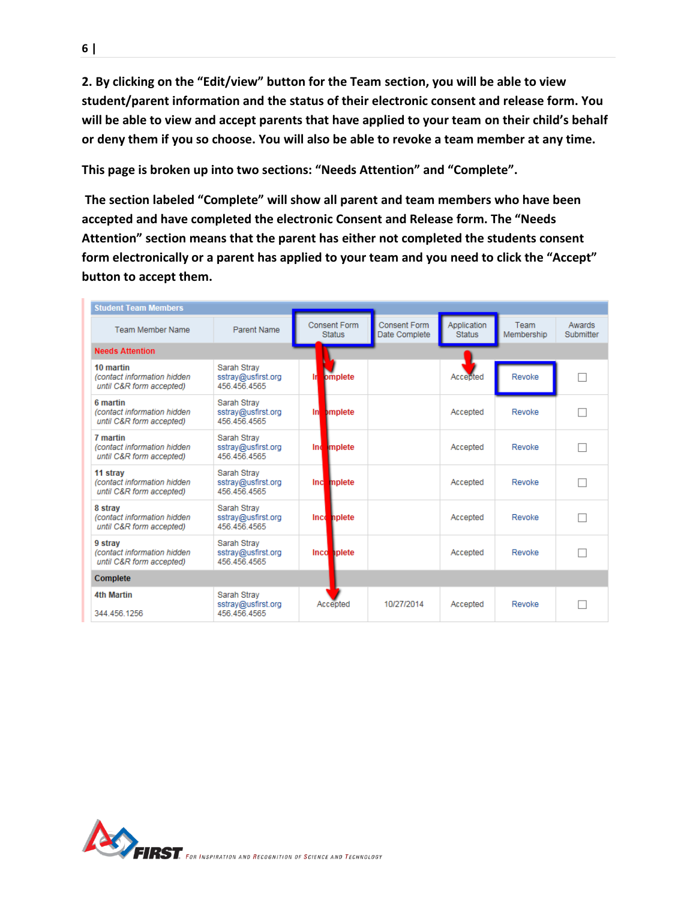**2. By clicking on the "Edit/view" button for the Team section, you will be able to view student/parent information and the status of their electronic consent and release form. You will be able to view and accept parents that have applied to your team on their child's behalf or deny them if you so choose. You will also be able to revoke a team member at any time.**

**This page is broken up into two sections: "Needs Attention" and "Complete".**

**The section labeled "Complete" will show all parent and team members who have been accepted and have completed the electronic Consent and Release form. The "Needs Attention" section means that the parent has either not completed the students consent form electronically or a parent has applied to your team and you need to click the "Accept" button to accept them.**

**Student Team Members**

| Team Member Name | Parent Name | Consent Form Status | Consent Form Date Complete | Application Status | Team Membership | Awards Submitter |
|---|---|---|---|---|---|---|
| **Needs Attention** | | | | | | |
| **10 martin** *(contact information hidden until C&R form accepted)* | Sarah Stray sstray@usfirst.org 456.456.4565 | Incomplete | | Accepted | Revoke | ☐ |
| **6 martin** *(contact information hidden until C&R form accepted)* | Sarah Stray sstray@usfirst.org 456.456.4565 | Incomplete | | Accepted | Revoke | ☐ |
| **7 martin** *(contact information hidden until C&R form accepted)* | Sarah Stray sstray@usfirst.org 456.456.4565 | Incomplete | | Accepted | Revoke | ☐ |
| **11 stray** *(contact information hidden until C&R form accepted)* | Sarah Stray sstray@usfirst.org 456.456.4565 | Incomplete | | Accepted | Revoke | ☐ |
| **8 stray** *(contact information hidden until C&R form accepted)* | Sarah Stray sstray@usfirst.org 456.456.4565 | Incomplete | | Accepted | Revoke | ☐ |
| **9 stray** *(contact information hidden until C&R form accepted)* | Sarah Stray sstray@usfirst.org 456.456.4565 | Incomplete | | Accepted | Revoke | ☐ |
| **Complete** | | | | | | |
| **4th Martin** 344.456.1256 | Sarah Stray sstray@usfirst.org 456.456.4565 | Accepted | 10/27/2014 | Accepted | Revoke | ☐ |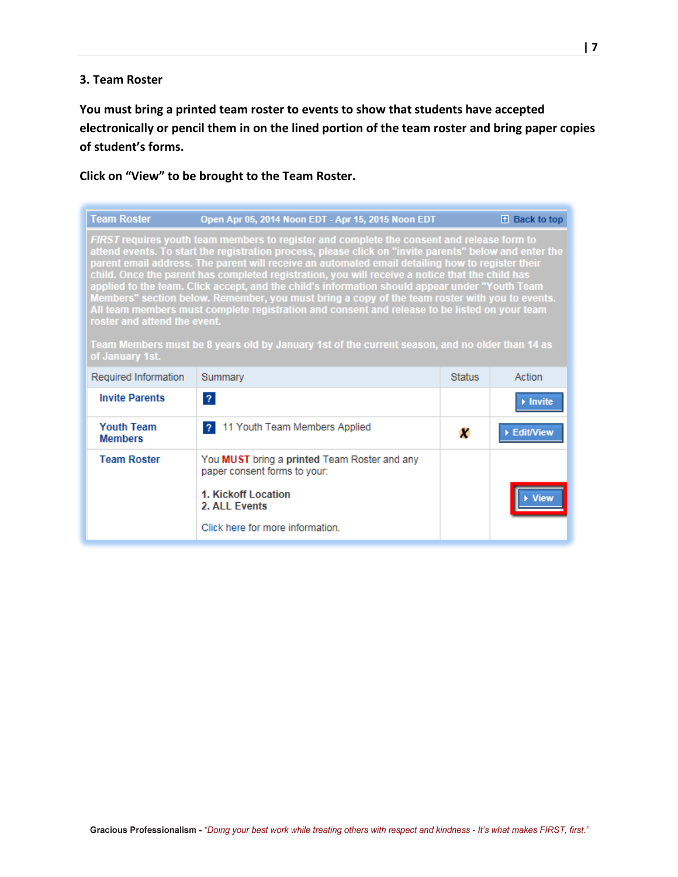### 3. Team Roster

**You must bring a printed team roster to events to show that students have accepted electronically or pencil them in on the lined portion of the team roster and bring paper copies of student's forms.**

**Click on "View" to be brought to the Team Roster.**

| Team Roster | Open Apr 05, 2014 Noon EDT - Apr 15, 2015 Noon EDT | | Back to top |
|---|---|---|---|
| *FIRST* requires youth team members to register and complete the consent and release form to attend events. To start the registration process, please click on "invite parents" below and enter the parent email address. The parent will receive an automated email detailing how to register their child. Once the parent has completed registration, you will receive a notice that the child has applied to the team. Click accept, and the child's information should appear under "Youth Team Members" section below. Remember, you must bring a copy of the team roster with you to events. All team members must complete registration and consent and release to be listed on your team roster and attend the event. Team Members must be 8 years old by January 1st of the current season, and no older than 14 as of January 1st. | | | |
| Required Information | Summary | Status | Action |
| Invite Parents | ? | | Invite |
| Youth Team Members | ? 11 Youth Team Members Applied | X | Edit/View |
| Team Roster | You **MUST** bring a **printed** Team Roster and any paper consent forms to your: **1. Kickoff Location** **2. ALL Events** Click here for more information. | | View |

**Gracious Professionalism** - *"Doing your best work while treating others with respect and kindness - It's what makes FIRST, first."*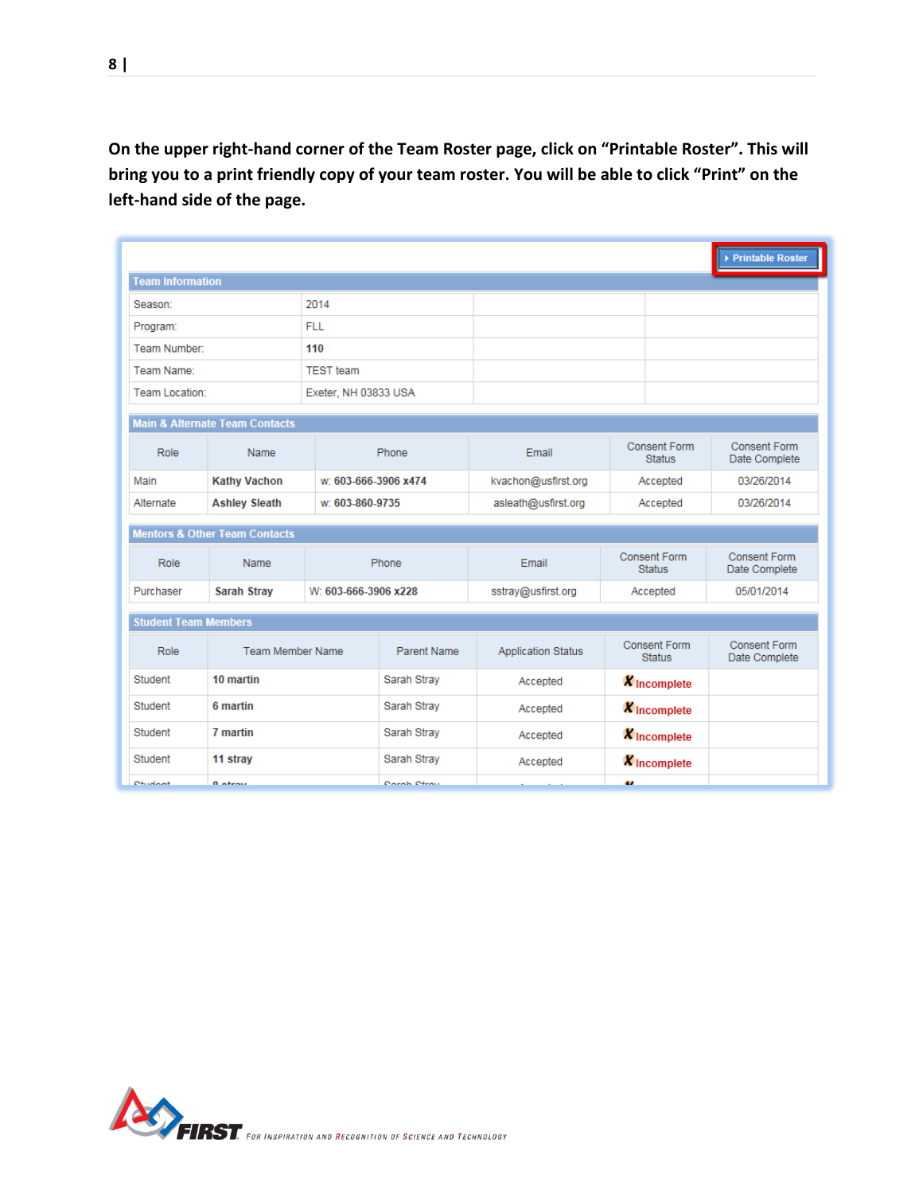**On the upper right-hand corner of the Team Roster page, click on "Printable Roster". This will bring you to a print friendly copy of your team roster. You will be able to click "Print" on the left-hand side of the page.**

▸ Printable Roster

**Team Information**

| | | | |
|---|---|---|---|
| Season: | 2014 | | |
| Program: | FLL | | |
| Team Number: | **110** | | |
| Team Name: | TEST team | | |
| Team Location: | Exeter, NH 03833 USA | | |

**Main & Alternate Team Contacts**

| Role | Name | Phone | Email | Consent Form Status | Consent Form Date Complete |
|---|---|---|---|---|---|
| Main | **Kathy Vachon** | w: **603-666-3906 x474** | kvachon@usfirst.org | Accepted | 03/26/2014 |
| Alternate | **Ashley Sleath** | w: **603-860-9735** | asleath@usfirst.org | Accepted | 03/26/2014 |

**Mentors & Other Team Contacts**

| Role | Name | Phone | Email | Consent Form Status | Consent Form Date Complete |
|---|---|---|---|---|---|
| Purchaser | **Sarah Stray** | W: **603-666-3906 x228** | sstray@usfirst.org | Accepted | 05/01/2014 |

**Student Team Members**

| Role | Team Member Name | Parent Name | Application Status | Consent Form Status | Consent Form Date Complete |
|---|---|---|---|---|---|
| Student | **10 martin** | Sarah Stray | Accepted | ✘ Incomplete | |
| Student | **6 martin** | Sarah Stray | Accepted | ✘ Incomplete | |
| Student | **7 martin** | Sarah Stray | Accepted | ✘ Incomplete | |
| Student | **11 stray** | Sarah Stray | Accepted | ✘ Incomplete | |
| Student | **8 stray** | Sarah Stray | | | |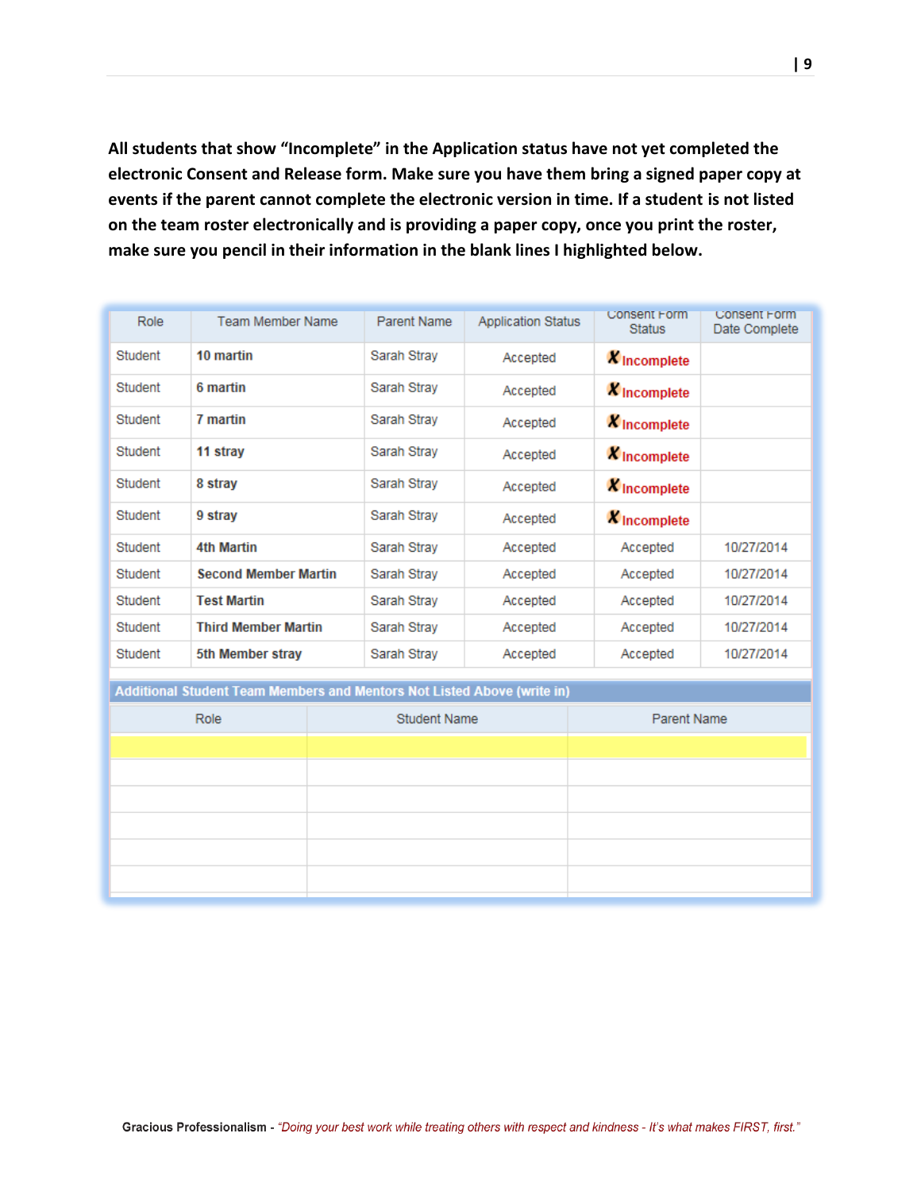**All students that show "Incomplete" in the Application status have not yet completed the electronic Consent and Release form. Make sure you have them bring a signed paper copy at events if the parent cannot complete the electronic version in time. If a student is not listed on the team roster electronically and is providing a paper copy, once you print the roster, make sure you pencil in their information in the blank lines I highlighted below.**

| Role | Team Member Name | Parent Name | Application Status | Consent Form Status | Consent Form Date Complete |
|---|---|---|---|---|---|
| Student | **10 martin** | Sarah Stray | Accepted | ✘ Incomplete | |
| Student | **6 martin** | Sarah Stray | Accepted | ✘ Incomplete | |
| Student | **7 martin** | Sarah Stray | Accepted | ✘ Incomplete | |
| Student | **11 stray** | Sarah Stray | Accepted | ✘ Incomplete | |
| Student | **8 stray** | Sarah Stray | Accepted | ✘ Incomplete | |
| Student | **9 stray** | Sarah Stray | Accepted | ✘ Incomplete | |
| Student | **4th Martin** | Sarah Stray | Accepted | Accepted | 10/27/2014 |
| Student | **Second Member Martin** | Sarah Stray | Accepted | Accepted | 10/27/2014 |
| Student | **Test Martin** | Sarah Stray | Accepted | Accepted | 10/27/2014 |
| Student | **Third Member Martin** | Sarah Stray | Accepted | Accepted | 10/27/2014 |
| Student | **5th Member stray** | Sarah Stray | Accepted | Accepted | 10/27/2014 |

**Additional Student Team Members and Mentors Not Listed Above (write in)**

| Role | Student Name | Parent Name |
|---|---|---|
| | | |
| | | |
| | | |
| | | |
| | | |
| | | |

**Gracious Professionalism** - *"Doing your best work while treating others with respect and kindness - It's what makes FIRST, first."*